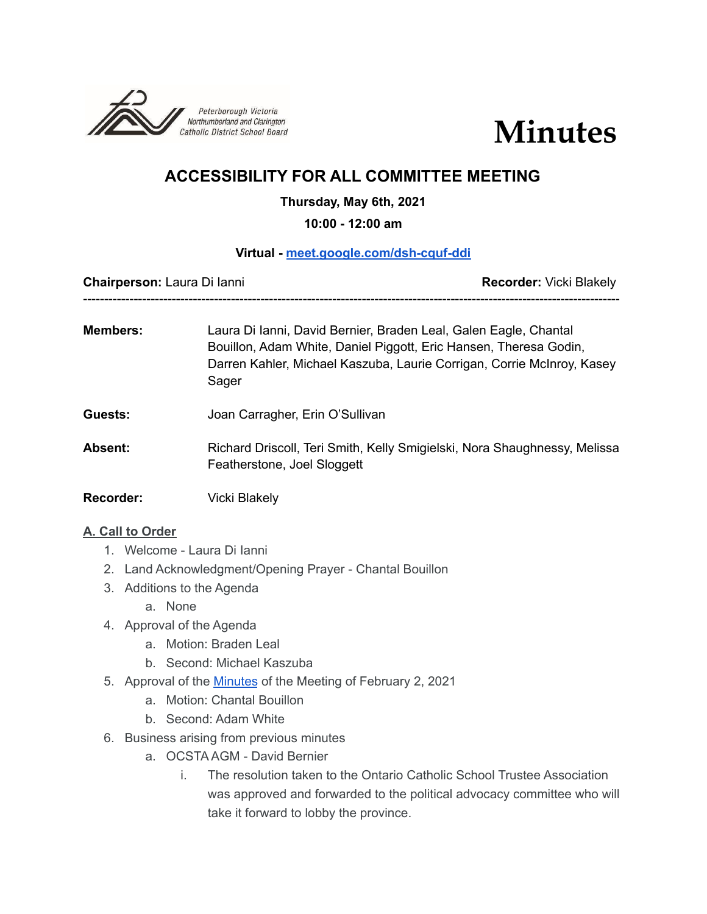Peterborough Victoria Northumberland and Clarington Catholic District School Board

# Minutes

## ACCESSIBILITY FOR ALL COMMITTEE MEETING

**Thursday, May 6th, 2021**

**10:00 - 12:00 am**

**Virtual - [meet.google.com/dsh-cquf-ddi](meet.google.com/dsh-cquf-ddi)**

**Chairperson:** Laura Di Ianni **Recorder:** Vicki Blakely

---

**Members:** Laura Di Ianni, David Bernier, Braden Leal, Galen Eagle, Chantal Bouillon, Adam White, Daniel Piggott, Eric Hansen, Theresa Godin, Darren Kahler, Michael Kaszuba, Laurie Corrigan, Corrie McInroy, Kasey Sager

**Guests:** Joan Carragher, Erin O'Sullivan

**Absent:** Richard Driscoll, Teri Smith, Kelly Smigielski, Nora Shaughnessy, Melissa Featherstone, Joel Sloggett

**Recorder:** Vicki Blakely

### A. Call to Order

1. Welcome - Laura Di Ianni
2. Land Acknowledgment/Opening Prayer - Chantal Bouillon
3. Additions to the Agenda
   a. None
4. Approval of the Agenda
   a. Motion: Braden Leal
   b. Second: Michael Kaszuba
5. Approval of the Minutes of the Meeting of February 2, 2021
   a. Motion: Chantal Bouillon
   b. Second: Adam White
6. Business arising from previous minutes
   a. OCSTA AGM - David Bernier
      i. The resolution taken to the Ontario Catholic School Trustee Association was approved and forwarded to the political advocacy committee who will take it forward to lobby the province.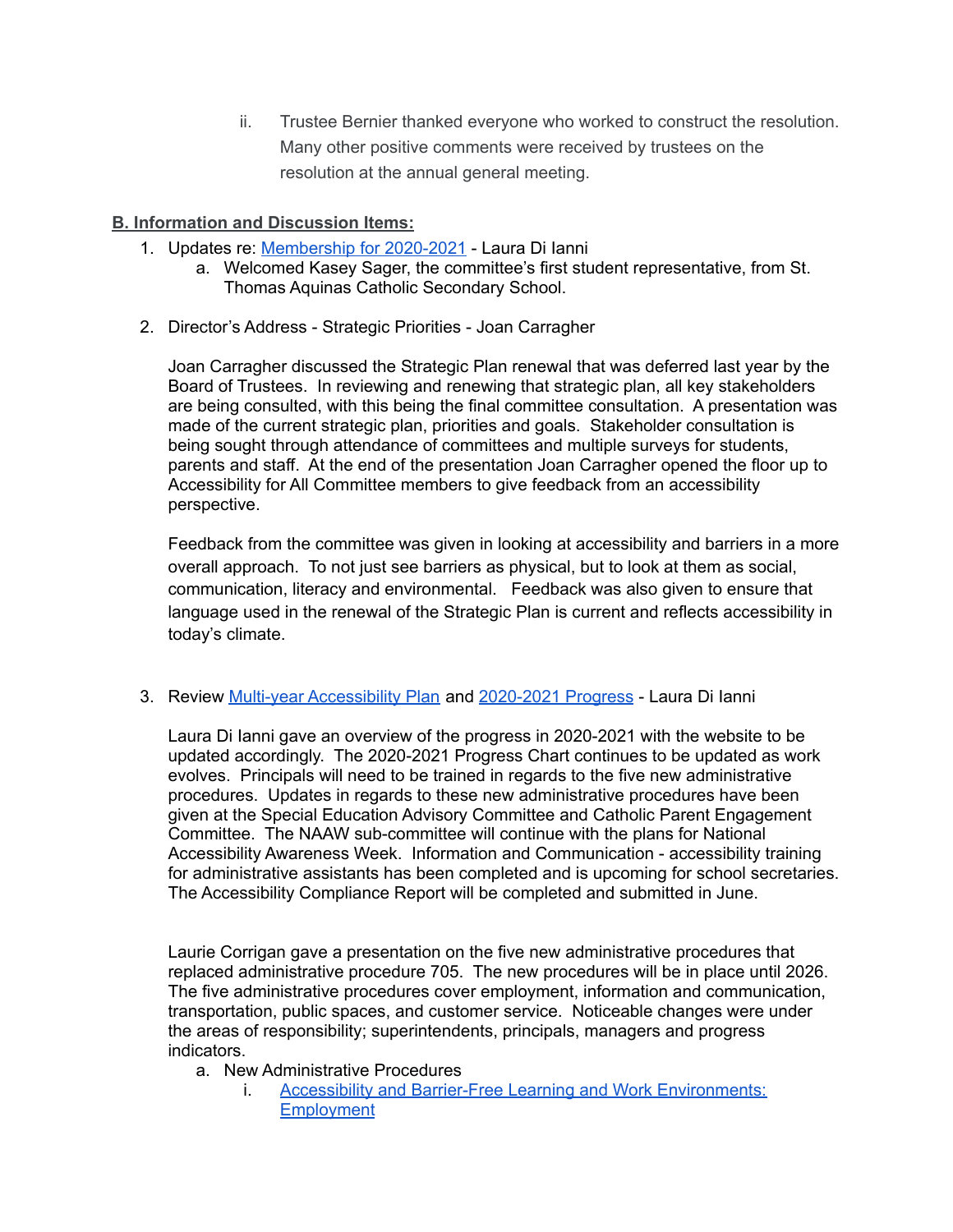ii. Trustee Bernier thanked everyone who worked to construct the resolution. Many other positive comments were received by trustees on the resolution at the annual general meeting.

**B. Information and Discussion Items:**

1. Updates re: [Membership for 2020-2021]() - Laura Di Ianni
   a. Welcomed Kasey Sager, the committee's first student representative, from St. Thomas Aquinas Catholic Secondary School.

2. Director's Address - Strategic Priorities - Joan Carragher

   Joan Carragher discussed the Strategic Plan renewal that was deferred last year by the Board of Trustees. In reviewing and renewing that strategic plan, all key stakeholders are being consulted, with this being the final committee consultation. A presentation was made of the current strategic plan, priorities and goals. Stakeholder consultation is being sought through attendance of committees and multiple surveys for students, parents and staff. At the end of the presentation Joan Carragher opened the floor up to Accessibility for All Committee members to give feedback from an accessibility perspective.

   Feedback from the committee was given in looking at accessibility and barriers in a more overall approach. To not just see barriers as physical, but to look at them as social, communication, literacy and environmental. Feedback was also given to ensure that language used in the renewal of the Strategic Plan is current and reflects accessibility in today's climate.

3. Review [Multi-year Accessibility Plan]() and [2020-2021 Progress]() - Laura Di Ianni

   Laura Di Ianni gave an overview of the progress in 2020-2021 with the website to be updated accordingly. The 2020-2021 Progress Chart continues to be updated as work evolves. Principals will need to be trained in regards to the five new administrative procedures. Updates in regards to these new administrative procedures have been given at the Special Education Advisory Committee and Catholic Parent Engagement Committee. The NAAW sub-committee will continue with the plans for National Accessibility Awareness Week. Information and Communication - accessibility training for administrative assistants has been completed and is upcoming for school secretaries. The Accessibility Compliance Report will be completed and submitted in June.

   Laurie Corrigan gave a presentation on the five new administrative procedures that replaced administrative procedure 705. The new procedures will be in place until 2026. The five administrative procedures cover employment, information and communication, transportation, public spaces, and customer service. Noticeable changes were under the areas of responsibility; superintendents, principals, managers and progress indicators.

   a. New Administrative Procedures
      i. [Accessibility and Barrier-Free Learning and Work Environments: Employment]()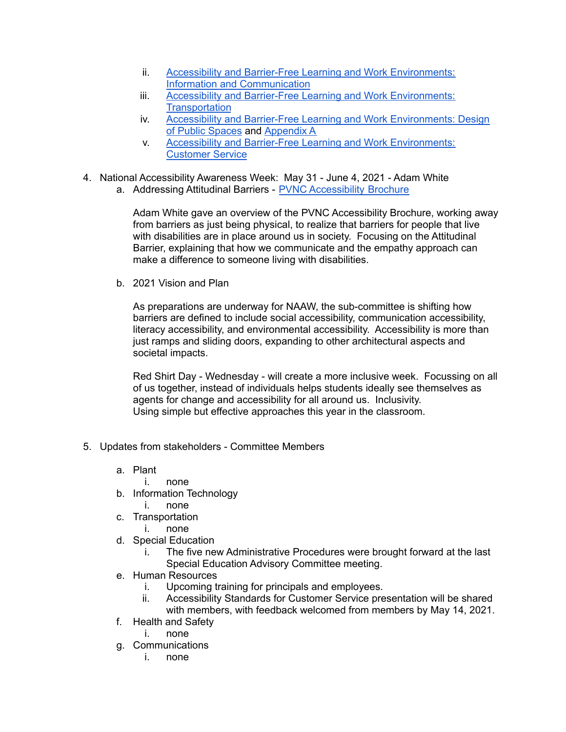ii. Accessibility and Barrier-Free Learning and Work Environments: Information and Communication
   iii. Accessibility and Barrier-Free Learning and Work Environments: Transportation
   iv. Accessibility and Barrier-Free Learning and Work Environments: Design of Public Spaces and Appendix A
   v. Accessibility and Barrier-Free Learning and Work Environments: Customer Service

4. National Accessibility Awareness Week: May 31 - June 4, 2021 - Adam White
   a. Addressing Attitudinal Barriers - PVNC Accessibility Brochure

      Adam White gave an overview of the PVNC Accessibility Brochure, working away from barriers as just being physical, to realize that barriers for people that live with disabilities are in place around us in society. Focusing on the Attitudinal Barrier, explaining that how we communicate and the empathy approach can make a difference to someone living with disabilities.

   b. 2021 Vision and Plan

      As preparations are underway for NAAW, the sub-committee is shifting how barriers are defined to include social accessibility, communication accessibility, literacy accessibility, and environmental accessibility. Accessibility is more than just ramps and sliding doors, expanding to other architectural aspects and societal impacts.

      Red Shirt Day - Wednesday - will create a more inclusive week. Focussing on all of us together, instead of individuals helps students ideally see themselves as agents for change and accessibility for all around us. Inclusivity.
      Using simple but effective approaches this year in the classroom.

5. Updates from stakeholders - Committee Members

   a. Plant
      i. none
   b. Information Technology
      i. none
   c. Transportation
      i. none
   d. Special Education
      i. The five new Administrative Procedures were brought forward at the last Special Education Advisory Committee meeting.
   e. Human Resources
      i. Upcoming training for principals and employees.
      ii. Accessibility Standards for Customer Service presentation will be shared with members, with feedback welcomed from members by May 14, 2021.
   f. Health and Safety
      i. none
   g. Communications
      i. none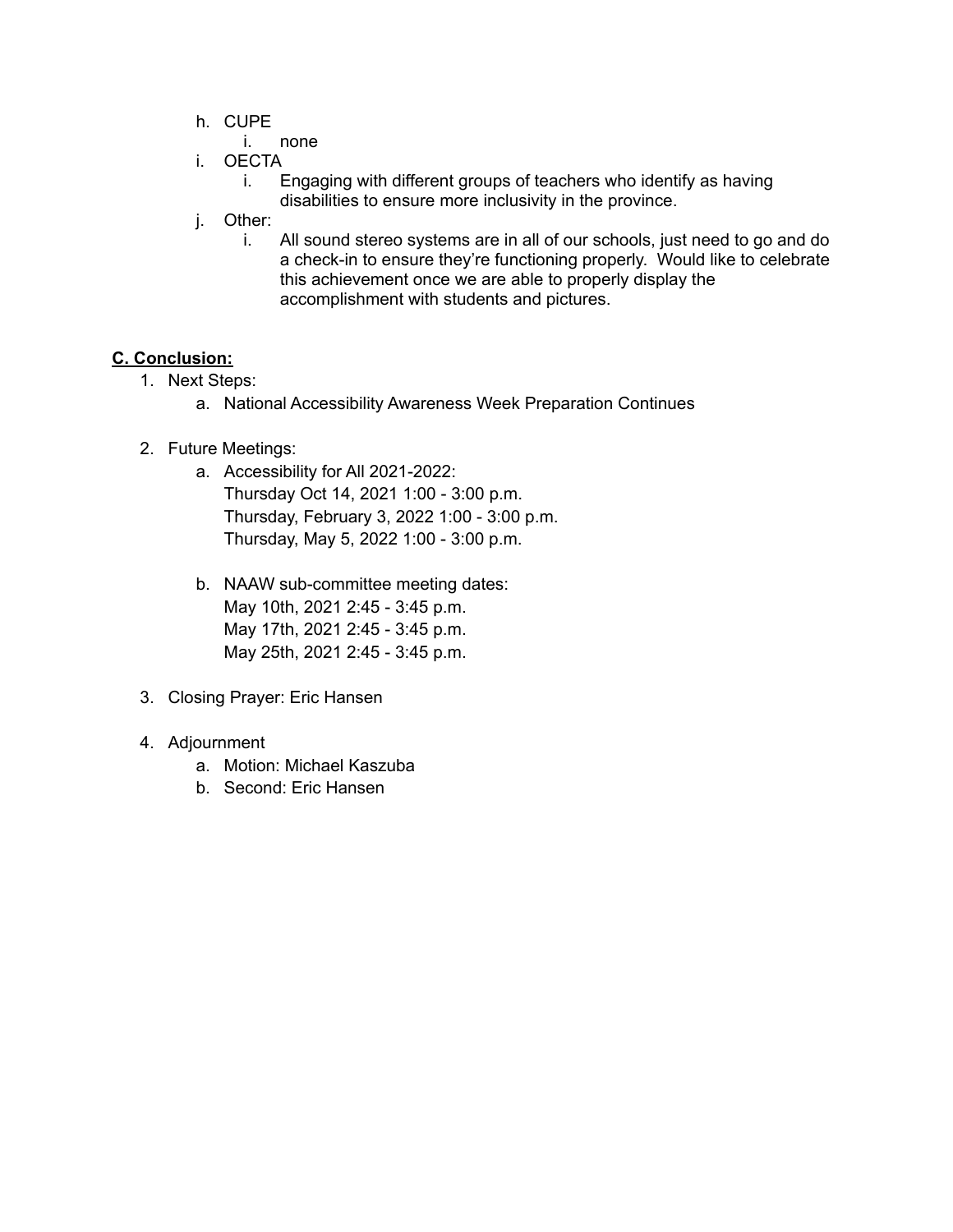h. CUPE
    i. none
i. OECTA
    i. Engaging with different groups of teachers who identify as having disabilities to ensure more inclusivity in the province.
j. Other:
    i. All sound stereo systems are in all of our schools, just need to go and do a check-in to ensure they're functioning properly. Would like to celebrate this achievement once we are able to properly display the accomplishment with students and pictures.

**C. Conclusion:**

1. Next Steps:
    a. National Accessibility Awareness Week Preparation Continues

2. Future Meetings:
    a. Accessibility for All 2021-2022:
       Thursday Oct 14, 2021 1:00 - 3:00 p.m.
       Thursday, February 3, 2022 1:00 - 3:00 p.m.
       Thursday, May 5, 2022 1:00 - 3:00 p.m.

    b. NAAW sub-committee meeting dates:
       May 10th, 2021 2:45 - 3:45 p.m.
       May 17th, 2021 2:45 - 3:45 p.m.
       May 25th, 2021 2:45 - 3:45 p.m.

3. Closing Prayer: Eric Hansen

4. Adjournment
    a. Motion: Michael Kaszuba
    b. Second: Eric Hansen